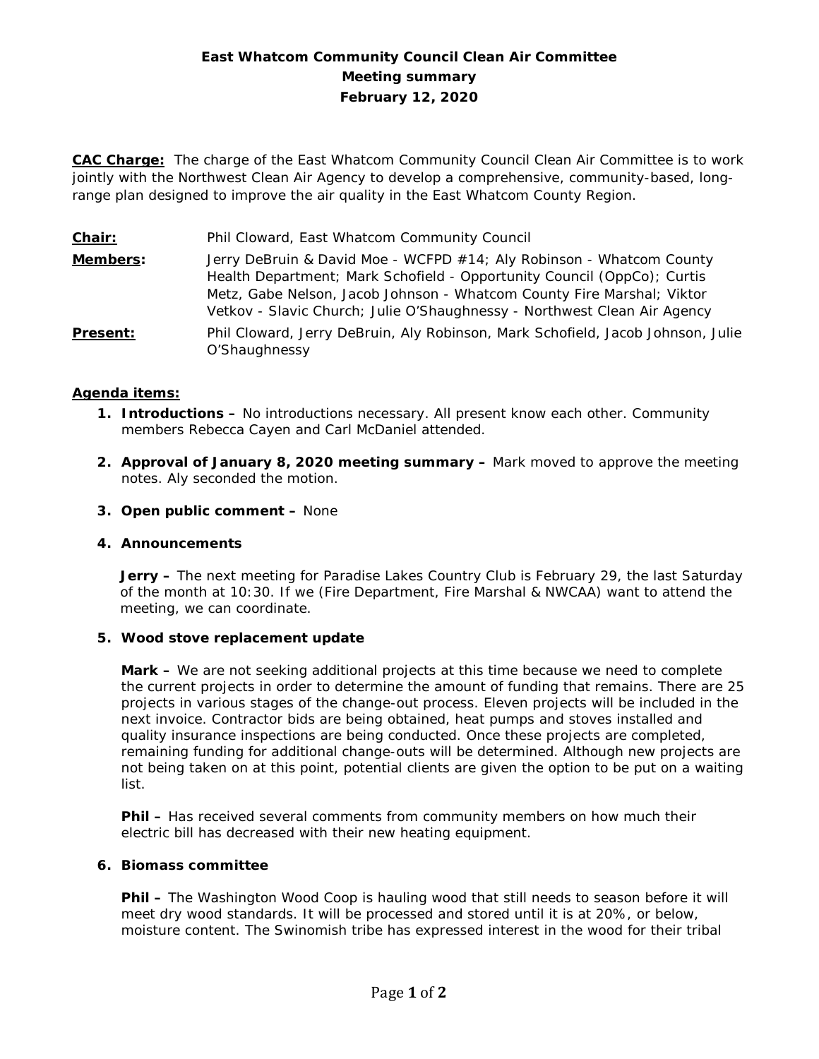# East Whatcom Community Council Clean Air Committee
## Meeting summary
## February 12, 2020

**CAC Charge:** The charge of the East Whatcom Community Council Clean Air Committee is to work jointly with the Northwest Clean Air Agency to develop a comprehensive, community-based, long-range plan designed to improve the air quality in the East Whatcom County Region.

**Chair:** Phil Cloward, East Whatcom Community Council

**Members:** Jerry DeBruin & David Moe - WCFPD #14; Aly Robinson - Whatcom County Health Department; Mark Schofield - Opportunity Council (OppCo); Curtis Metz, Gabe Nelson, Jacob Johnson - Whatcom County Fire Marshal; Viktor Vetkov - Slavic Church; Julie O'Shaughnessy - Northwest Clean Air Agency

**Present:** Phil Cloward, Jerry DeBruin, Aly Robinson, Mark Schofield, Jacob Johnson, Julie O'Shaughnessy

**Agenda items:**

1. **Introductions –** No introductions necessary. All present know each other. Community members Rebecca Cayen and Carl McDaniel attended.

2. **Approval of January 8, 2020 meeting summary –** Mark moved to approve the meeting notes. Aly seconded the motion.

3. **Open public comment –** None

4. **Announcements**

   **Jerry –** The next meeting for Paradise Lakes Country Club is February 29, the last Saturday of the month at 10:30. If we (Fire Department, Fire Marshal & NWCAA) want to attend the meeting, we can coordinate.

5. **Wood stove replacement update**

   **Mark –** We are not seeking additional projects at this time because we need to complete the current projects in order to determine the amount of funding that remains. There are 25 projects in various stages of the change-out process. Eleven projects will be included in the next invoice. Contractor bids are being obtained, heat pumps and stoves installed and quality insurance inspections are being conducted. Once these projects are completed, remaining funding for additional change-outs will be determined. Although new projects are not being taken on at this point, potential clients are given the option to be put on a waiting list.

   **Phil –** Has received several comments from community members on how much their electric bill has decreased with their new heating equipment.

6. **Biomass committee**

   **Phil –** The Washington Wood Coop is hauling wood that still needs to season before it will meet dry wood standards. It will be processed and stored until it is at 20%, or below, moisture content. The Swinomish tribe has expressed interest in the wood for their tribal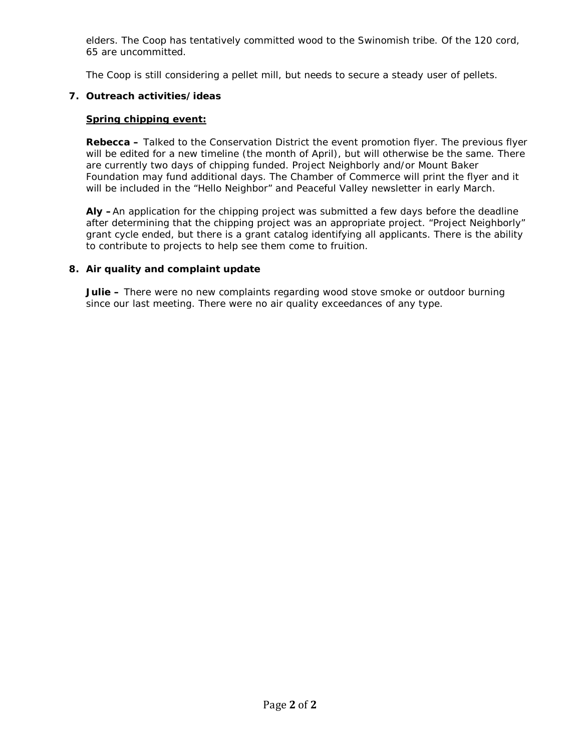elders. The Coop has tentatively committed wood to the Swinomish tribe. Of the 120 cord, 65 are uncommitted.

The Coop is still considering a pellet mill, but needs to secure a steady user of pellets.

**7. Outreach activities/ideas**

**Spring chipping event:**

**Rebecca –** Talked to the Conservation District the event promotion flyer. The previous flyer will be edited for a new timeline (the month of April), but will otherwise be the same. There are currently two days of chipping funded. Project Neighborly and/or Mount Baker Foundation may fund additional days. The Chamber of Commerce will print the flyer and it will be included in the "Hello Neighbor" and Peaceful Valley newsletter in early March.

**Aly –** An application for the chipping project was submitted a few days before the deadline after determining that the chipping project was an appropriate project. "Project Neighborly" grant cycle ended, but there is a grant catalog identifying all applicants. There is the ability to contribute to projects to help see them come to fruition.

**8. Air quality and complaint update**

**Julie –** There were no new complaints regarding wood stove smoke or outdoor burning since our last meeting. There were no air quality exceedances of any type.